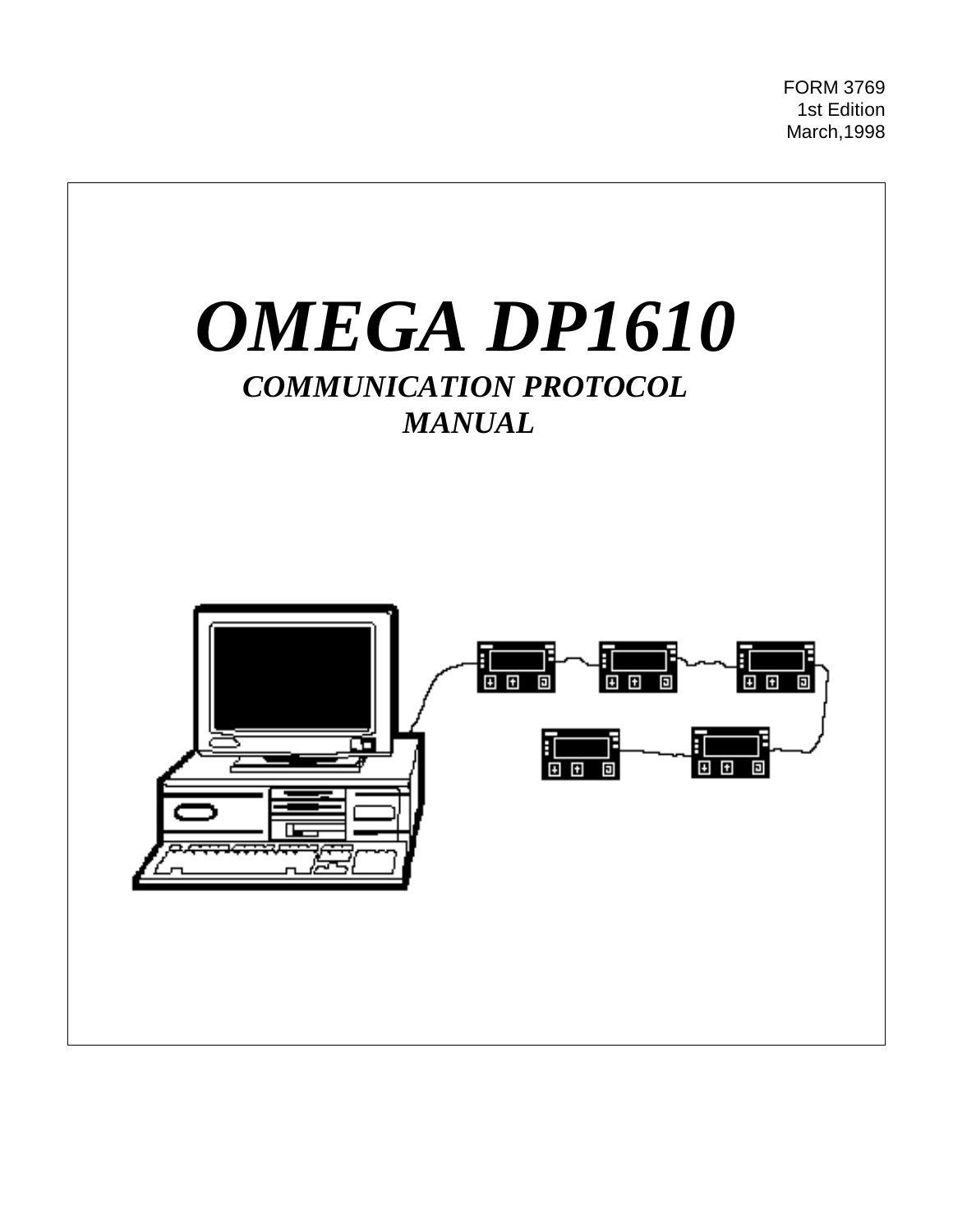FORM 3769
1st Edition
March,1998

# *OMEGA DP1610*

## *COMMUNICATION PROTOCOL MANUAL*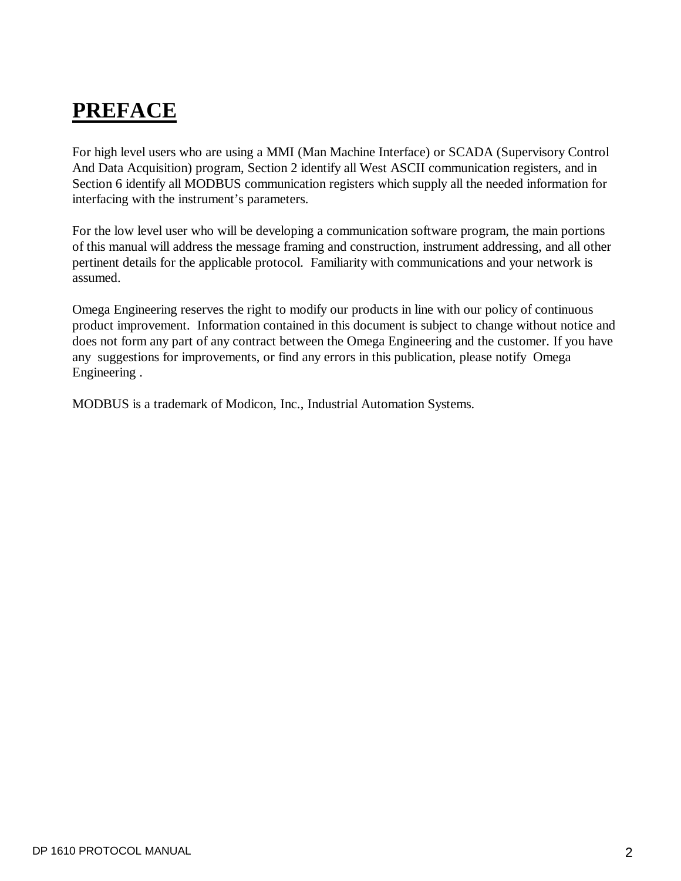# PREFACE

For high level users who are using a MMI (Man Machine Interface) or SCADA (Supervisory Control And Data Acquisition) program, Section 2 identify all West ASCII communication registers, and in Section 6 identify all MODBUS communication registers which supply all the needed information for interfacing with the instrument's parameters.

For the low level user who will be developing a communication software program, the main portions of this manual will address the message framing and construction, instrument addressing, and all other pertinent details for the applicable protocol. Familiarity with communications and your network is assumed.

Omega Engineering reserves the right to modify our products in line with our policy of continuous product improvement. Information contained in this document is subject to change without notice and does not form any part of any contract between the Omega Engineering and the customer. If you have any suggestions for improvements, or find any errors in this publication, please notify Omega Engineering .

MODBUS is a trademark of Modicon, Inc., Industrial Automation Systems.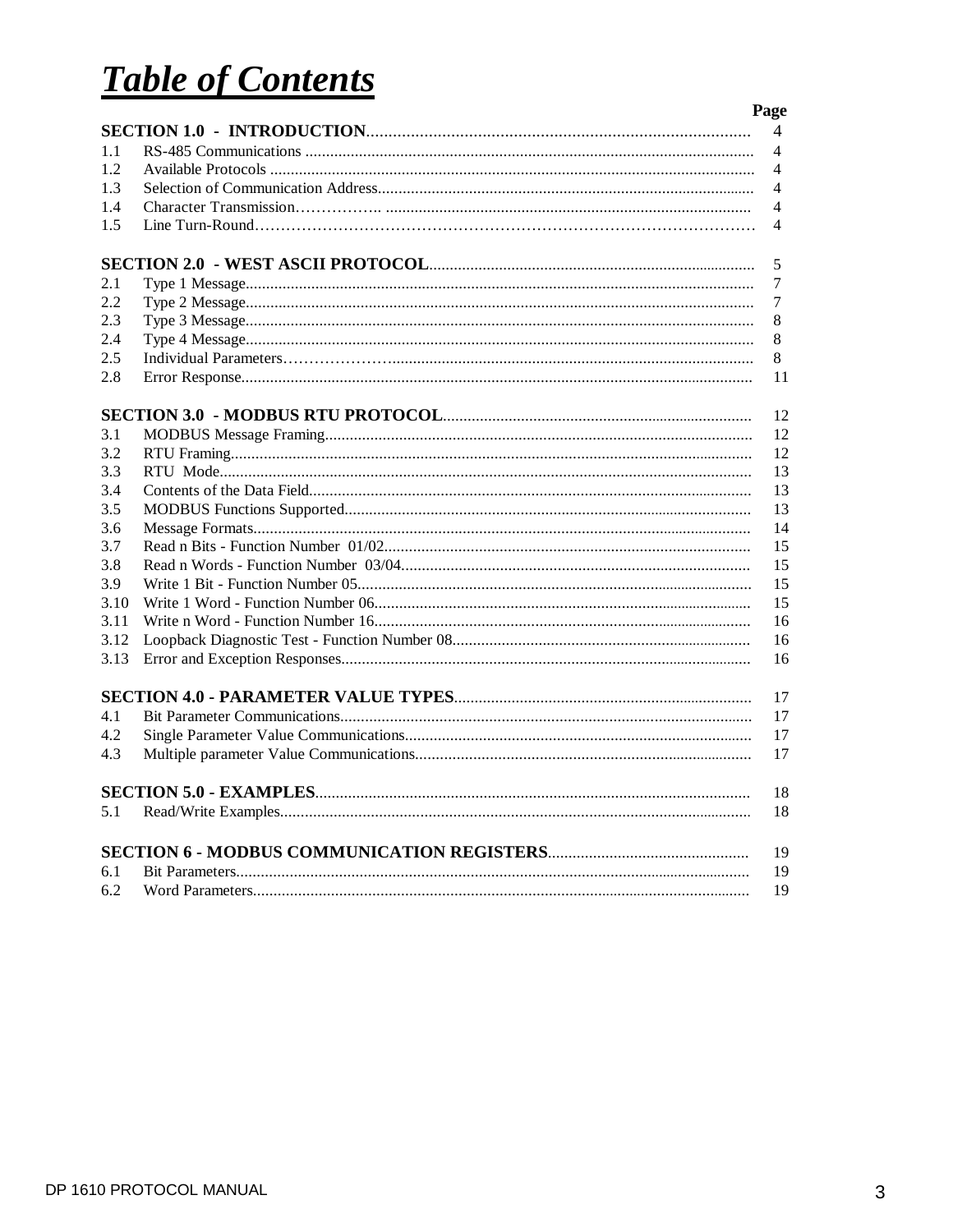# ***Table of Contents***

| | | Page |
|---|---|---|
| **SECTION 1.0 - INTRODUCTION** | | 4 |
| 1.1 | RS-485 Communications | 4 |
| 1.2 | Available Protocols | 4 |
| 1.3 | Selection of Communication Address | 4 |
| 1.4 | Character Transmission | 4 |
| 1.5 | Line Turn-Round | 4 |
| **SECTION 2.0 - WEST ASCII PROTOCOL** | | 5 |
| 2.1 | Type 1 Message | 7 |
| 2.2 | Type 2 Message | 7 |
| 2.3 | Type 3 Message | 8 |
| 2.4 | Type 4 Message | 8 |
| 2.5 | Individual Parameters | 8 |
| 2.8 | Error Response | 11 |
| **SECTION 3.0 - MODBUS RTU PROTOCOL** | | 12 |
| 3.1 | MODBUS Message Framing | 12 |
| 3.2 | RTU Framing | 12 |
| 3.3 | RTU Mode | 13 |
| 3.4 | Contents of the Data Field | 13 |
| 3.5 | MODBUS Functions Supported | 13 |
| 3.6 | Message Formats | 14 |
| 3.7 | Read n Bits - Function Number 01/02 | 15 |
| 3.8 | Read n Words - Function Number 03/04 | 15 |
| 3.9 | Write 1 Bit - Function Number 05 | 15 |
| 3.10 | Write 1 Word - Function Number 06 | 15 |
| 3.11 | Write n Word - Function Number 16 | 16 |
| 3.12 | Loopback Diagnostic Test - Function Number 08 | 16 |
| 3.13 | Error and Exception Responses | 16 |
| **SECTION 4.0 - PARAMETER VALUE TYPES** | | 17 |
| 4.1 | Bit Parameter Communications | 17 |
| 4.2 | Single Parameter Value Communications | 17 |
| 4.3 | Multiple parameter Value Communications | 17 |
| **SECTION 5.0 - EXAMPLES** | | 18 |
| 5.1 | Read/Write Examples | 18 |
| **SECTION 6 - MODBUS COMMUNICATION REGISTERS** | | 19 |
| 6.1 | Bit Parameters | 19 |
| 6.2 | Word Parameters | 19 |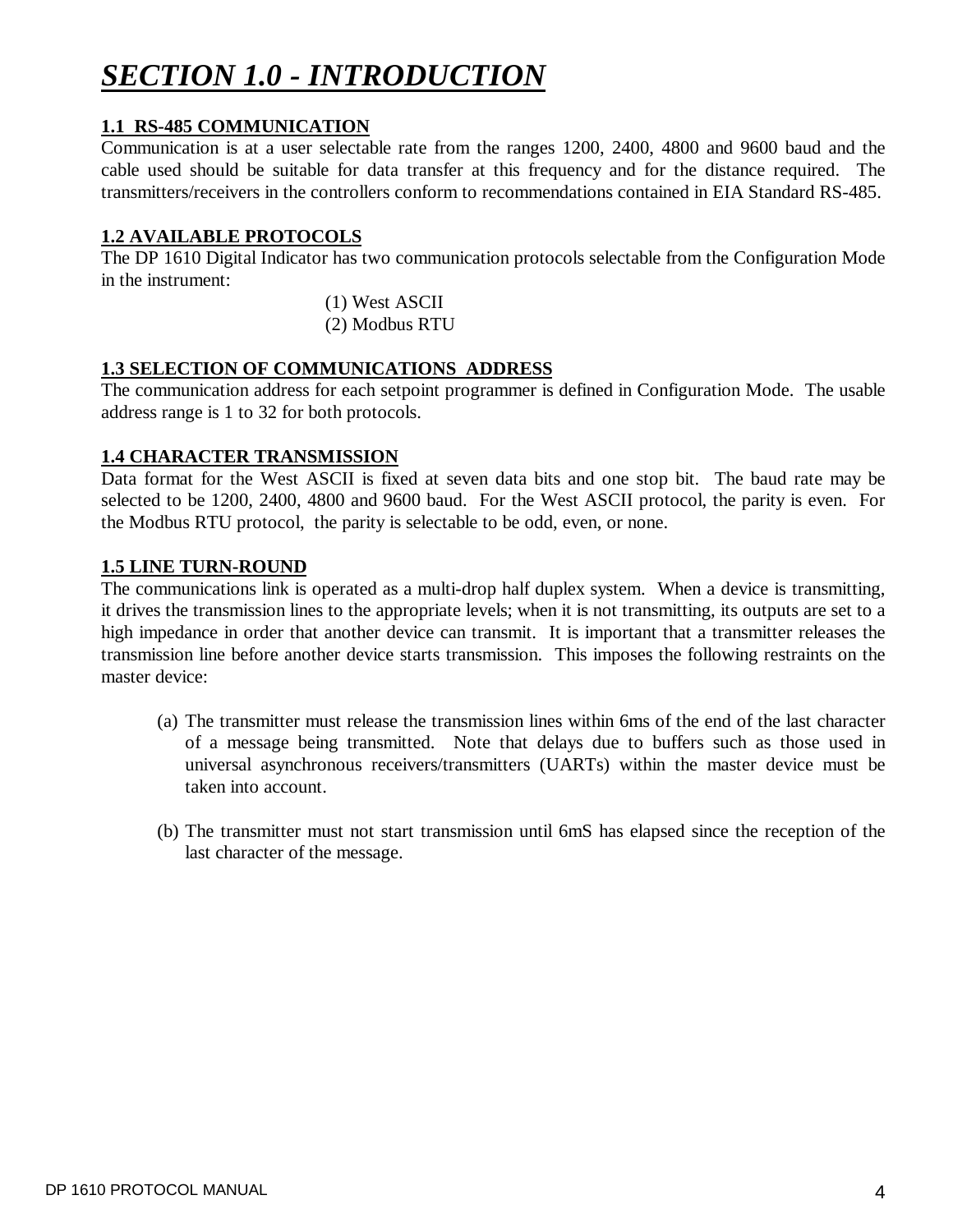# *SECTION 1.0 - INTRODUCTION*

### 1.1 RS-485 COMMUNICATION

Communication is at a user selectable rate from the ranges 1200, 2400, 4800 and 9600 baud and the cable used should be suitable for data transfer at this frequency and for the distance required. The transmitters/receivers in the controllers conform to recommendations contained in EIA Standard RS-485.

### 1.2 AVAILABLE PROTOCOLS

The DP 1610 Digital Indicator has two communication protocols selectable from the Configuration Mode in the instrument:

(1) West ASCII
(2) Modbus RTU

### 1.3 SELECTION OF COMMUNICATIONS ADDRESS

The communication address for each setpoint programmer is defined in Configuration Mode. The usable address range is 1 to 32 for both protocols.

### 1.4 CHARACTER TRANSMISSION

Data format for the West ASCII is fixed at seven data bits and one stop bit. The baud rate may be selected to be 1200, 2400, 4800 and 9600 baud. For the West ASCII protocol, the parity is even. For the Modbus RTU protocol, the parity is selectable to be odd, even, or none.

### 1.5 LINE TURN-ROUND

The communications link is operated as a multi-drop half duplex system. When a device is transmitting, it drives the transmission lines to the appropriate levels; when it is not transmitting, its outputs are set to a high impedance in order that another device can transmit. It is important that a transmitter releases the transmission line before another device starts transmission. This imposes the following restraints on the master device:

(a) The transmitter must release the transmission lines within 6ms of the end of the last character of a message being transmitted. Note that delays due to buffers such as those used in universal asynchronous receivers/transmitters (UARTs) within the master device must be taken into account.

(b) The transmitter must not start transmission until 6mS has elapsed since the reception of the last character of the message.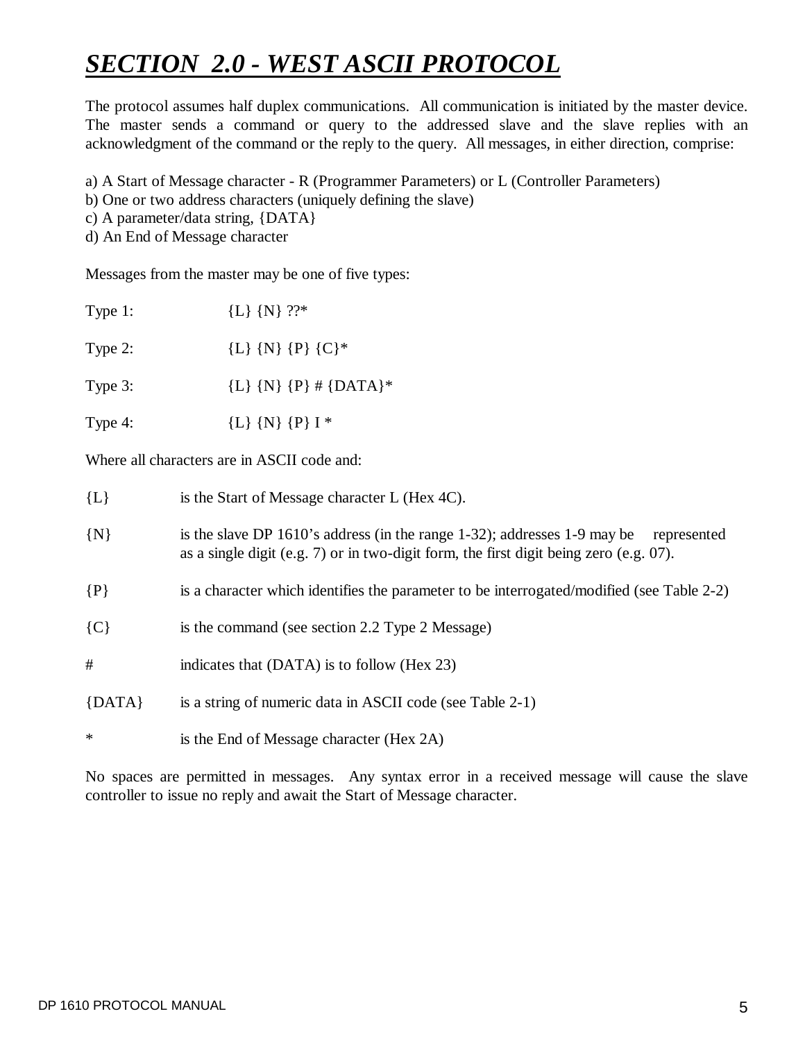# *SECTION 2.0 - WEST ASCII PROTOCOL*

The protocol assumes half duplex communications. All communication is initiated by the master device. The master sends a command or query to the addressed slave and the slave replies with an acknowledgment of the command or the reply to the query. All messages, in either direction, comprise:

a) A Start of Message character - R (Programmer Parameters) or L (Controller Parameters)
b) One or two address characters (uniquely defining the slave)
c) A parameter/data string, {DATA}
d) An End of Message character

Messages from the master may be one of five types:

Type 1: {L} {N} ??*

Type 2: {L} {N} {P} {C}*

Type 3: {L} {N} {P} # {DATA}*

Type 4: {L} {N} {P} I *

Where all characters are in ASCII code and:

{L} is the Start of Message character L (Hex 4C).

{N} is the slave DP 1610's address (in the range 1-32); addresses 1-9 may be represented as a single digit (e.g. 7) or in two-digit form, the first digit being zero (e.g. 07).

{P} is a character which identifies the parameter to be interrogated/modified (see Table 2-2)

{C} is the command (see section 2.2 Type 2 Message)

# indicates that (DATA) is to follow (Hex 23)

{DATA} is a string of numeric data in ASCII code (see Table 2-1)

* is the End of Message character (Hex 2A)

No spaces are permitted in messages. Any syntax error in a received message will cause the slave controller to issue no reply and await the Start of Message character.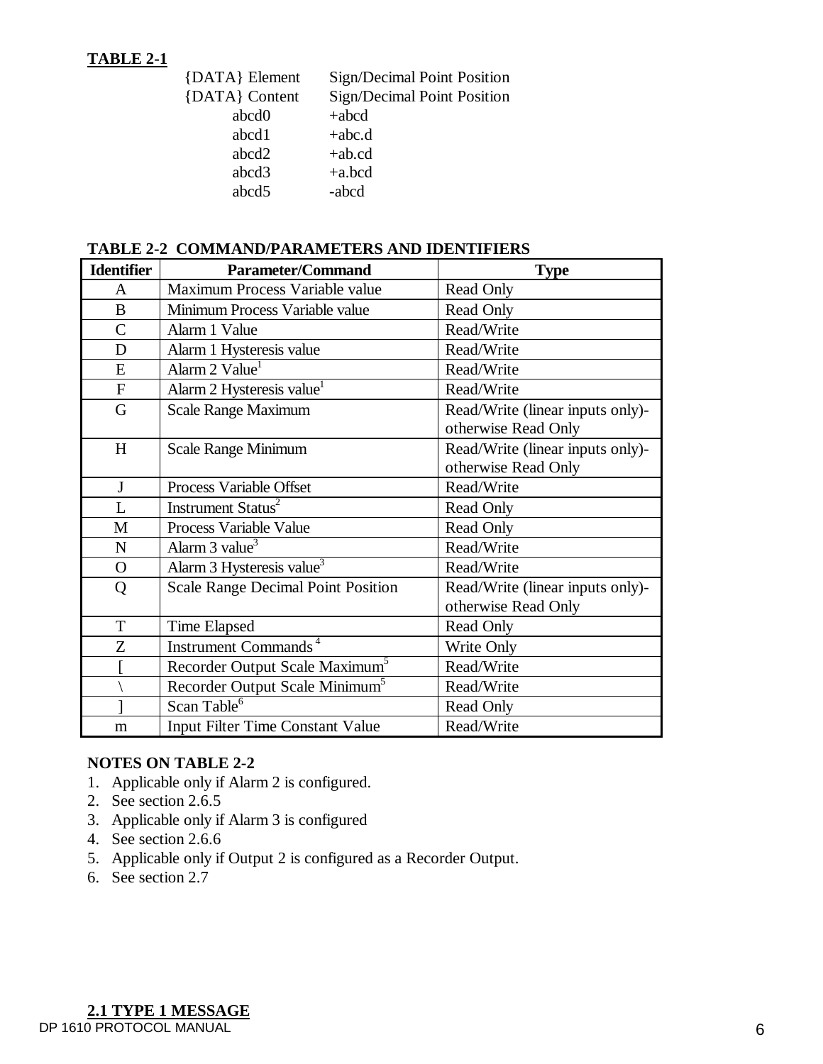**TABLE 2-1**

| {DATA} Element | Sign/Decimal Point Position |
|---|---|
| {DATA} Content | Sign/Decimal Point Position |
| abcd0 | +abcd |
| abcd1 | +abc.d |
| abcd2 | +ab.cd |
| abcd3 | +a.bcd |
| abcd5 | -abcd |

**TABLE 2-2 COMMAND/PARAMETERS AND IDENTIFIERS**

| Identifier | Parameter/Command | Type |
|---|---|---|
| A | Maximum Process Variable value | Read Only |
| B | Minimum Process Variable value | Read Only |
| C | Alarm 1 Value | Read/Write |
| D | Alarm 1 Hysteresis value | Read/Write |
| E | Alarm 2 Value[1] | Read/Write |
| F | Alarm 2 Hysteresis value[1] | Read/Write |
| G | Scale Range Maximum | Read/Write (linear inputs only)-otherwise Read Only |
| H | Scale Range Minimum | Read/Write (linear inputs only)-otherwise Read Only |
| J | Process Variable Offset | Read/Write |
| L | Instrument Status[2] | Read Only |
| M | Process Variable Value | Read Only |
| N | Alarm 3 value[3] | Read/Write |
| O | Alarm 3 Hysteresis value[3] | Read/Write |
| Q | Scale Range Decimal Point Position | Read/Write (linear inputs only)-otherwise Read Only |
| T | Time Elapsed | Read Only |
| Z | Instrument Commands [4] | Write Only |
| [ | Recorder Output Scale Maximum[5] | Read/Write |
| \ | Recorder Output Scale Minimum[5] | Read/Write |
| ] | Scan Table[6] | Read Only |
| m | Input Filter Time Constant Value | Read/Write |

**NOTES ON TABLE 2-2**

1. Applicable only if Alarm 2 is configured.
2. See section 2.6.5
3. Applicable only if Alarm 3 is configured
4. See section 2.6.6
5. Applicable only if Output 2 is configured as a Recorder Output.
6. See section 2.7

## 2.1 TYPE 1 MESSAGE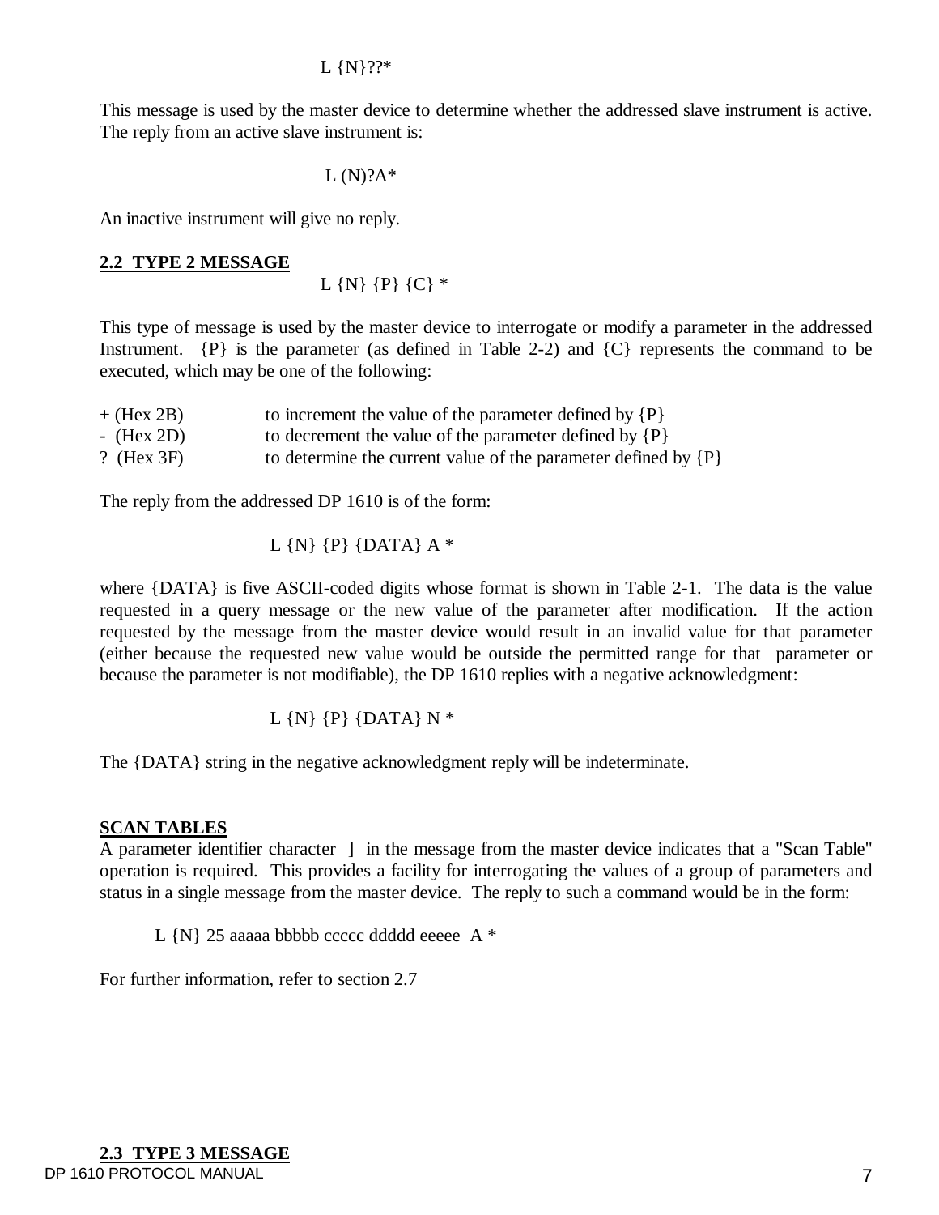L {N}??*

This message is used by the master device to determine whether the addressed slave instrument is active. The reply from an active slave instrument is:

L (N)?A*

An inactive instrument will give no reply.

## 2.2 TYPE 2 MESSAGE

L {N} {P} {C} *

This type of message is used by the master device to interrogate or modify a parameter in the addressed Instrument. {P} is the parameter (as defined in Table 2-2) and {C} represents the command to be executed, which may be one of the following:

| | |
|---|---|
| + (Hex 2B) | to increment the value of the parameter defined by {P} |
| - (Hex 2D) | to decrement the value of the parameter defined by {P} |
| ? (Hex 3F) | to determine the current value of the parameter defined by {P} |

The reply from the addressed DP 1610 is of the form:

L {N} {P} {DATA} A *

where {DATA} is five ASCII-coded digits whose format is shown in Table 2-1. The data is the value requested in a query message or the new value of the parameter after modification. If the action requested by the message from the master device would result in an invalid value for that parameter (either because the requested new value would be outside the permitted range for that parameter or because the parameter is not modifiable), the DP 1610 replies with a negative acknowledgment:

L {N} {P} {DATA} N *

The {DATA} string in the negative acknowledgment reply will be indeterminate.

## SCAN TABLES

A parameter identifier character ] in the message from the master device indicates that a "Scan Table" operation is required. This provides a facility for interrogating the values of a group of parameters and status in a single message from the master device. The reply to such a command would be in the form:

L {N} 25 aaaaa bbbbb ccccc ddddd eeeee A *

For further information, refer to section 2.7

## 2.3 TYPE 3 MESSAGE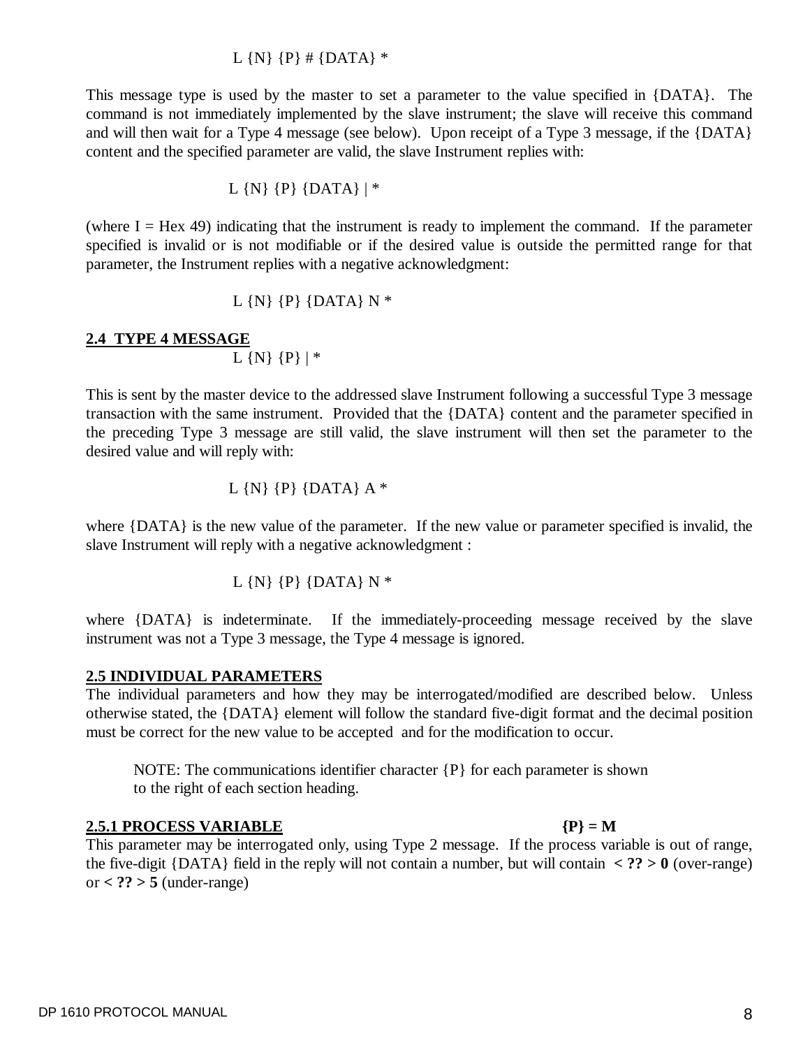L {N} {P} # {DATA} *

This message type is used by the master to set a parameter to the value specified in {DATA}. The command is not immediately implemented by the slave instrument; the slave will receive this command and will then wait for a Type 4 message (see below). Upon receipt of a Type 3 message, if the {DATA} content and the specified parameter are valid, the slave Instrument replies with:

L {N} {P} {DATA} | *

(where I = Hex 49) indicating that the instrument is ready to implement the command. If the parameter specified is invalid or is not modifiable or if the desired value is outside the permitted range for that parameter, the Instrument replies with a negative acknowledgment:

L {N} {P} {DATA} N *

## 2.4 TYPE 4 MESSAGE

L {N} {P} | *

This is sent by the master device to the addressed slave Instrument following a successful Type 3 message transaction with the same instrument. Provided that the {DATA} content and the parameter specified in the preceding Type 3 message are still valid, the slave instrument will then set the parameter to the desired value and will reply with:

L {N} {P} {DATA} A *

where {DATA} is the new value of the parameter. If the new value or parameter specified is invalid, the slave Instrument will reply with a negative acknowledgment :

L {N} {P} {DATA} N *

where {DATA} is indeterminate. If the immediately-proceeding message received by the slave instrument was not a Type 3 message, the Type 4 message is ignored.

## 2.5 INDIVIDUAL PARAMETERS

The individual parameters and how they may be interrogated/modified are described below. Unless otherwise stated, the {DATA} element will follow the standard five-digit format and the decimal position must be correct for the new value to be accepted and for the modification to occur.

NOTE: The communications identifier character {P} for each parameter is shown to the right of each section heading.

### 2.5.1 PROCESS VARIABLE **{P} = M**

This parameter may be interrogated only, using Type 2 message. If the process variable is out of range, the five-digit {DATA} field in the reply will not contain a number, but will contain **< ?? > 0** (over-range) or **< ?? > 5** (under-range)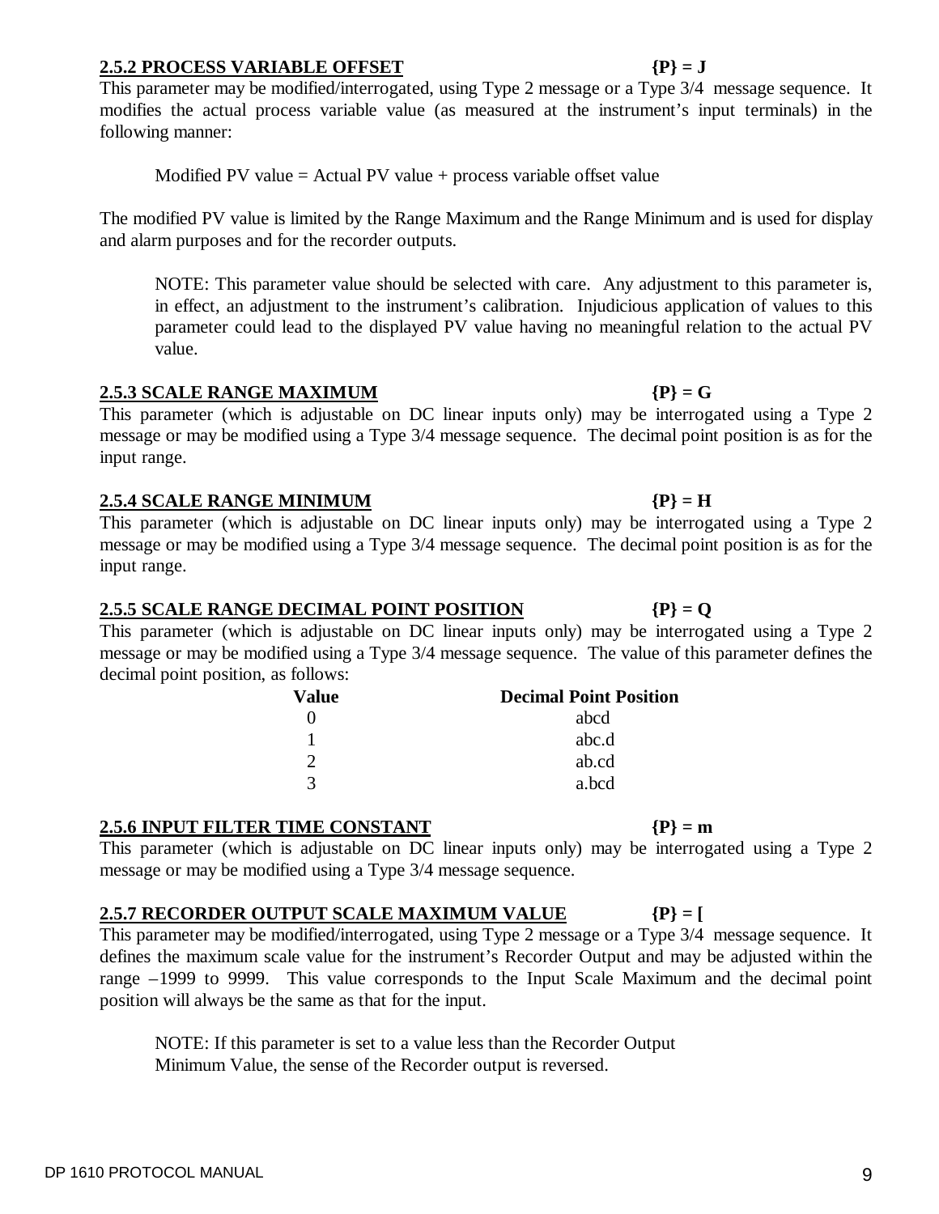### 2.5.2 PROCESS VARIABLE OFFSET {P} = J

This parameter may be modified/interrogated, using Type 2 message or a Type 3/4 message sequence. It modifies the actual process variable value (as measured at the instrument's input terminals) in the following manner:

Modified PV value = Actual PV value + process variable offset value

The modified PV value is limited by the Range Maximum and the Range Minimum and is used for display and alarm purposes and for the recorder outputs.

> NOTE: This parameter value should be selected with care. Any adjustment to this parameter is, in effect, an adjustment to the instrument's calibration. Injudicious application of values to this parameter could lead to the displayed PV value having no meaningful relation to the actual PV value.

### 2.5.3 SCALE RANGE MAXIMUM {P} = G

This parameter (which is adjustable on DC linear inputs only) may be interrogated using a Type 2 message or may be modified using a Type 3/4 message sequence. The decimal point position is as for the input range.

### 2.5.4 SCALE RANGE MINIMUM {P} = H

This parameter (which is adjustable on DC linear inputs only) may be interrogated using a Type 2 message or may be modified using a Type 3/4 message sequence. The decimal point position is as for the input range.

### 2.5.5 SCALE RANGE DECIMAL POINT POSITION {P} = Q

This parameter (which is adjustable on DC linear inputs only) may be interrogated using a Type 2 message or may be modified using a Type 3/4 message sequence. The value of this parameter defines the decimal point position, as follows:

| Value | Decimal Point Position |
|---|---|
| 0 | abcd |
| 1 | abc.d |
| 2 | ab.cd |
| 3 | a.bcd |

### 2.5.6 INPUT FILTER TIME CONSTANT {P} = m

This parameter (which is adjustable on DC linear inputs only) may be interrogated using a Type 2 message or may be modified using a Type 3/4 message sequence.

### 2.5.7 RECORDER OUTPUT SCALE MAXIMUM VALUE {P} = [

This parameter may be modified/interrogated, using Type 2 message or a Type 3/4 message sequence. It defines the maximum scale value for the instrument's Recorder Output and may be adjusted within the range –1999 to 9999. This value corresponds to the Input Scale Maximum and the decimal point position will always be the same as that for the input.

> NOTE: If this parameter is set to a value less than the Recorder Output Minimum Value, the sense of the Recorder output is reversed.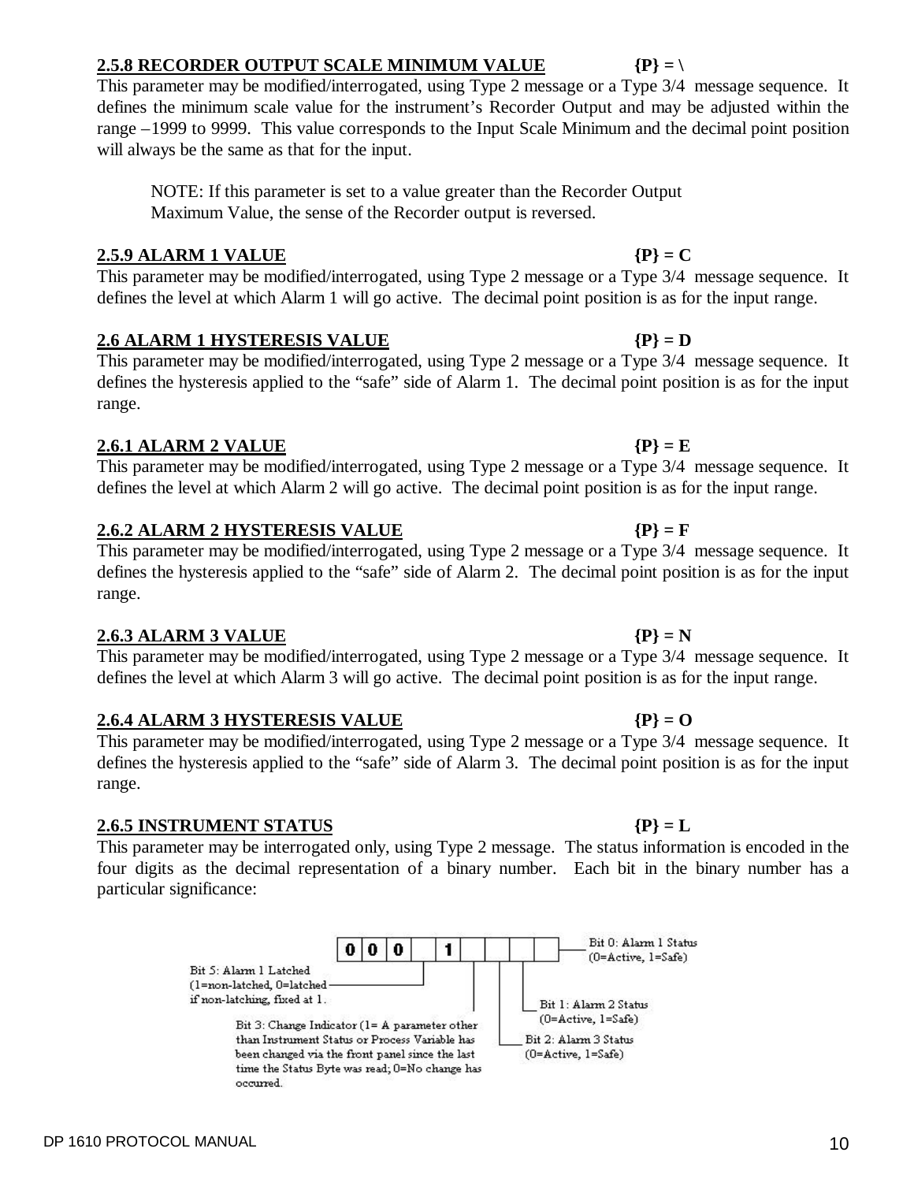**2.5.8 RECORDER OUTPUT SCALE MINIMUM VALUE** **{P} = \**

This parameter may be modified/interrogated, using Type 2 message or a Type 3/4 message sequence. It defines the minimum scale value for the instrument's Recorder Output and may be adjusted within the range –1999 to 9999. This value corresponds to the Input Scale Minimum and the decimal point position will always be the same as that for the input.

> NOTE: If this parameter is set to a value greater than the Recorder Output Maximum Value, the sense of the Recorder output is reversed.

**2.5.9 ALARM 1 VALUE** **{P} = C**

This parameter may be modified/interrogated, using Type 2 message or a Type 3/4 message sequence. It defines the level at which Alarm 1 will go active. The decimal point position is as for the input range.

**2.6 ALARM 1 HYSTERESIS VALUE** **{P} = D**

This parameter may be modified/interrogated, using Type 2 message or a Type 3/4 message sequence. It defines the hysteresis applied to the "safe" side of Alarm 1. The decimal point position is as for the input range.

**2.6.1 ALARM 2 VALUE** **{P} = E**

This parameter may be modified/interrogated, using Type 2 message or a Type 3/4 message sequence. It defines the level at which Alarm 2 will go active. The decimal point position is as for the input range.

**2.6.2 ALARM 2 HYSTERESIS VALUE** **{P} = F**

This parameter may be modified/interrogated, using Type 2 message or a Type 3/4 message sequence. It defines the hysteresis applied to the "safe" side of Alarm 2. The decimal point position is as for the input range.

**2.6.3 ALARM 3 VALUE** **{P} = N**

This parameter may be modified/interrogated, using Type 2 message or a Type 3/4 message sequence. It defines the level at which Alarm 3 will go active. The decimal point position is as for the input range.

**2.6.4 ALARM 3 HYSTERESIS VALUE** **{P} = O**

This parameter may be modified/interrogated, using Type 2 message or a Type 3/4 message sequence. It defines the hysteresis applied to the "safe" side of Alarm 3. The decimal point position is as for the input range.

**2.6.5 INSTRUMENT STATUS** **{P} = L**

This parameter may be interrogated only, using Type 2 message. The status information is encoded in the four digits as the decimal representation of a binary number. Each bit in the binary number has a particular significance:

| 0 | 0 | 0 | | 1 | | | | |
|---|---|---|---|---|---|---|---|---|

- Bit 0: Alarm 1 Status (0=Active, 1=Safe)
- Bit 1: Alarm 2 Status (0=Active, 1=Safe)
- Bit 2: Alarm 3 Status (0=Active, 1=Safe)
- Bit 3: Change Indicator (1= A parameter other than Instrument Status or Process Variable has been changed via the front panel since the last time the Status Byte was read; 0=No change has occurred.
- Bit 5: Alarm 1 Latched (1=non-latched, 0=latched if non-latching, fixed at 1.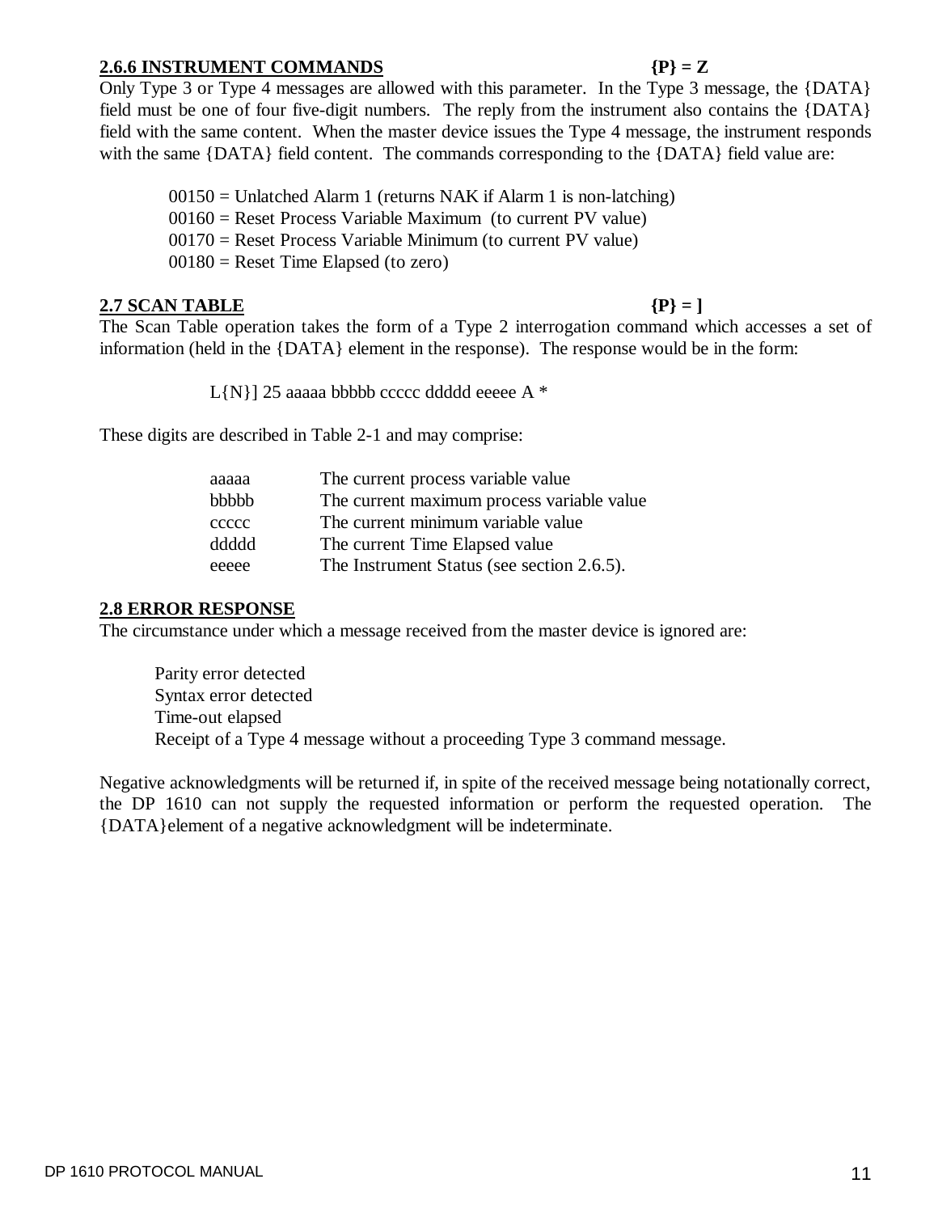### 2.6.6 INSTRUMENT COMMANDS {P} = Z

Only Type 3 or Type 4 messages are allowed with this parameter. In the Type 3 message, the {DATA} field must be one of four five-digit numbers. The reply from the instrument also contains the {DATA} field with the same content. When the master device issues the Type 4 message, the instrument responds with the same {DATA} field content. The commands corresponding to the {DATA} field value are:

00150 = Unlatched Alarm 1 (returns NAK if Alarm 1 is non-latching)
00160 = Reset Process Variable Maximum (to current PV value)
00170 = Reset Process Variable Minimum (to current PV value)
00180 = Reset Time Elapsed (to zero)

## 2.7 SCAN TABLE {P} = ]

The Scan Table operation takes the form of a Type 2 interrogation command which accesses a set of information (held in the {DATA} element in the response). The response would be in the form:

L{N}] 25 aaaaa bbbbb ccccc ddddd eeeee A *

These digits are described in Table 2-1 and may comprise:

| | |
|---|---|
| aaaaa | The current process variable value |
| bbbbb | The current maximum process variable value |
| ccccc | The current minimum variable value |
| ddddd | The current Time Elapsed value |
| eeeee | The Instrument Status (see section 2.6.5). |

## 2.8 ERROR RESPONSE

The circumstance under which a message received from the master device is ignored are:

Parity error detected
Syntax error detected
Time-out elapsed
Receipt of a Type 4 message without a proceeding Type 3 command message.

Negative acknowledgments will be returned if, in spite of the received message being notationally correct, the DP 1610 can not supply the requested information or perform the requested operation. The {DATA}element of a negative acknowledgment will be indeterminate.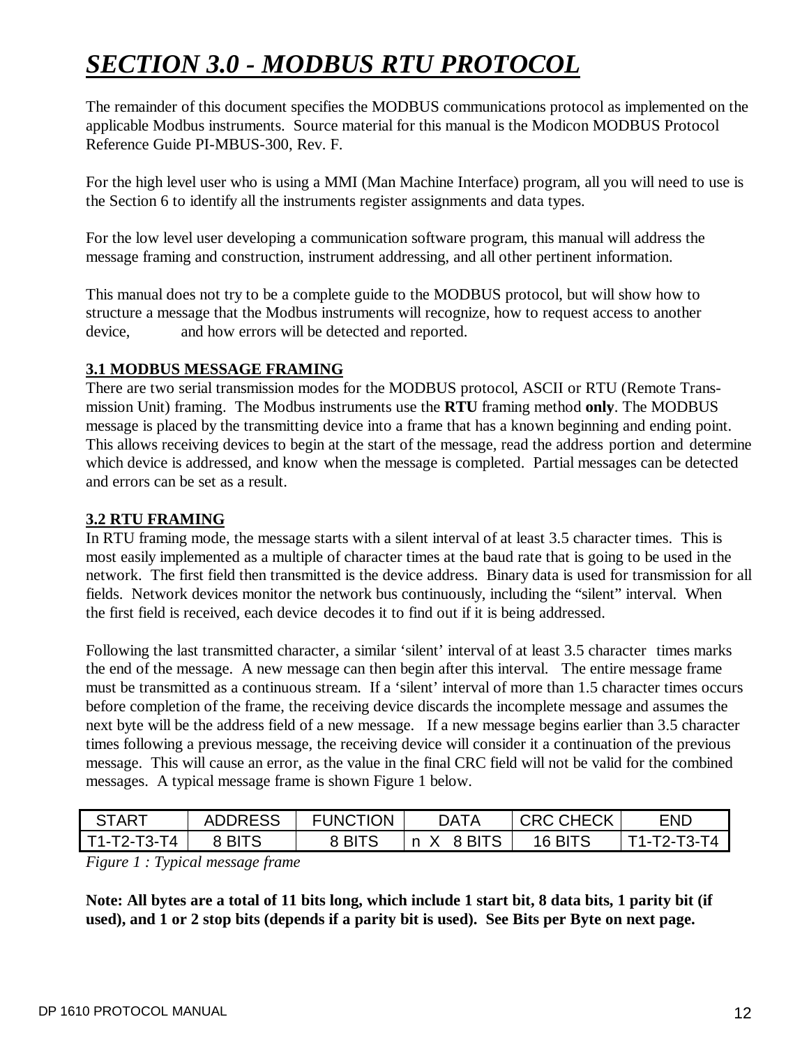# *SECTION 3.0 - MODBUS RTU PROTOCOL*

The remainder of this document specifies the MODBUS communications protocol as implemented on the applicable Modbus instruments. Source material for this manual is the Modicon MODBUS Protocol Reference Guide PI-MBUS-300, Rev. F.

For the high level user who is using a MMI (Man Machine Interface) program, all you will need to use is the Section 6 to identify all the instruments register assignments and data types.

For the low level user developing a communication software program, this manual will address the message framing and construction, instrument addressing, and all other pertinent information.

This manual does not try to be a complete guide to the MODBUS protocol, but will show how to structure a message that the Modbus instruments will recognize, how to request access to another device, and how errors will be detected and reported.

### 3.1 MODBUS MESSAGE FRAMING

There are two serial transmission modes for the MODBUS protocol, ASCII or RTU (Remote Transmission Unit) framing. The Modbus instruments use the **RTU** framing method **only**. The MODBUS message is placed by the transmitting device into a frame that has a known beginning and ending point. This allows receiving devices to begin at the start of the message, read the address portion and determine which device is addressed, and know when the message is completed. Partial messages can be detected and errors can be set as a result.

### 3.2 RTU FRAMING

In RTU framing mode, the message starts with a silent interval of at least 3.5 character times. This is most easily implemented as a multiple of character times at the baud rate that is going to be used in the network. The first field then transmitted is the device address. Binary data is used for transmission for all fields. Network devices monitor the network bus continuously, including the "silent" interval. When the first field is received, each device decodes it to find out if it is being addressed.

Following the last transmitted character, a similar 'silent' interval of at least 3.5 character times marks the end of the message. A new message can then begin after this interval. The entire message frame must be transmitted as a continuous stream. If a 'silent' interval of more than 1.5 character times occurs before completion of the frame, the receiving device discards the incomplete message and assumes the next byte will be the address field of a new message. If a new message begins earlier than 3.5 character times following a previous message, the receiving device will consider it a continuation of the previous message. This will cause an error, as the value in the final CRC field will not be valid for the combined messages. A typical message frame is shown Figure 1 below.

| START | ADDRESS | FUNCTION | DATA | CRC CHECK | END |
|---|---|---|---|---|---|
| T1-T2-T3-T4 | 8 BITS | 8 BITS | n X 8 BITS | 16 BITS | T1-T2-T3-T4 |

*Figure 1 : Typical message frame*

**Note: All bytes are a total of 11 bits long, which include 1 start bit, 8 data bits, 1 parity bit (if used), and 1 or 2 stop bits (depends if a parity bit is used). See Bits per Byte on next page.**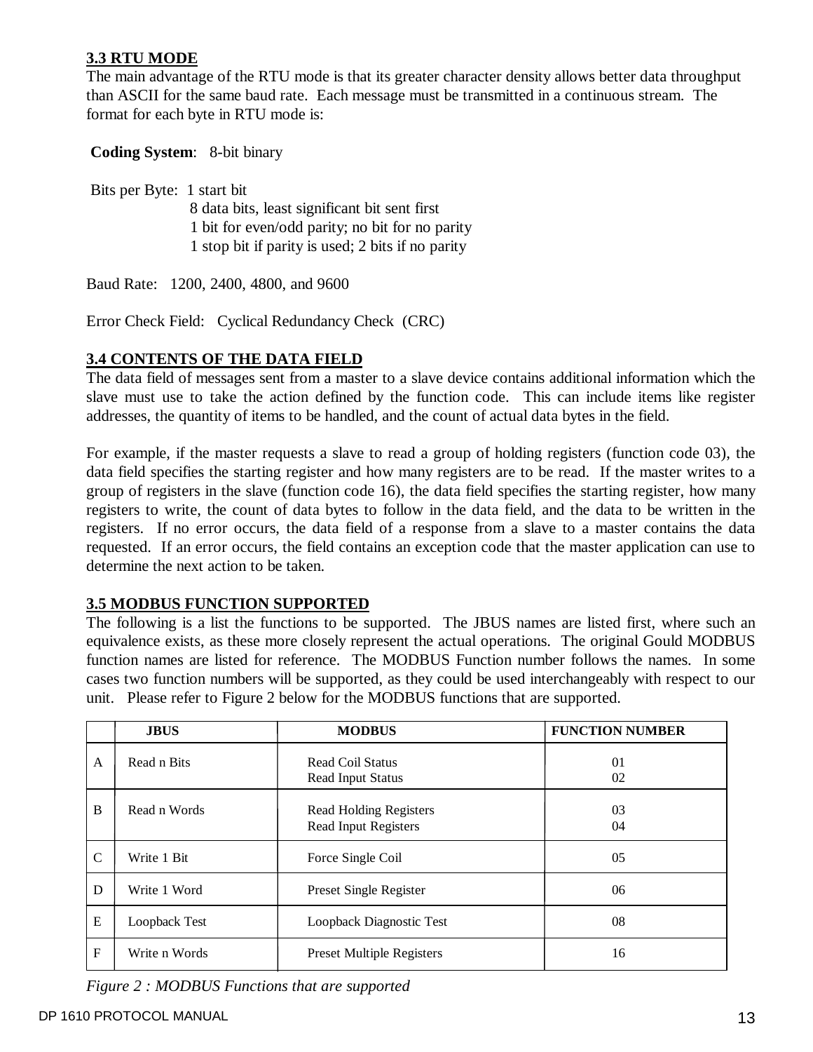### 3.3 RTU MODE

The main advantage of the RTU mode is that its greater character density allows better data throughput than ASCII for the same baud rate. Each message must be transmitted in a continuous stream. The format for each byte in RTU mode is:

**Coding System**: 8-bit binary

Bits per Byte: 1 start bit
8 data bits, least significant bit sent first
1 bit for even/odd parity; no bit for no parity
1 stop bit if parity is used; 2 bits if no parity

Baud Rate: 1200, 2400, 4800, and 9600

Error Check Field: Cyclical Redundancy Check (CRC)

### 3.4 CONTENTS OF THE DATA FIELD

The data field of messages sent from a master to a slave device contains additional information which the slave must use to take the action defined by the function code. This can include items like register addresses, the quantity of items to be handled, and the count of actual data bytes in the field.

For example, if the master requests a slave to read a group of holding registers (function code 03), the data field specifies the starting register and how many registers are to be read. If the master writes to a group of registers in the slave (function code 16), the data field specifies the starting register, how many registers to write, the count of data bytes to follow in the data field, and the data to be written in the registers. If no error occurs, the data field of a response from a slave to a master contains the data requested. If an error occurs, the field contains an exception code that the master application can use to determine the next action to be taken.

### 3.5 MODBUS FUNCTION SUPPORTED

The following is a list the functions to be supported. The JBUS names are listed first, where such an equivalence exists, as these more closely represent the actual operations. The original Gould MODBUS function names are listed for reference. The MODBUS Function number follows the names. In some cases two function numbers will be supported, as they could be used interchangeably with respect to our unit. Please refer to Figure 2 below for the MODBUS functions that are supported.

| | JBUS | MODBUS | FUNCTION NUMBER |
|---|---|---|---|
| A | Read n Bits | Read Coil Status<br>Read Input Status | 01<br>02 |
| B | Read n Words | Read Holding Registers<br>Read Input Registers | 03<br>04 |
| C | Write 1 Bit | Force Single Coil | 05 |
| D | Write 1 Word | Preset Single Register | 06 |
| E | Loopback Test | Loopback Diagnostic Test | 08 |
| F | Write n Words | Preset Multiple Registers | 16 |

*Figure 2 : MODBUS Functions that are supported*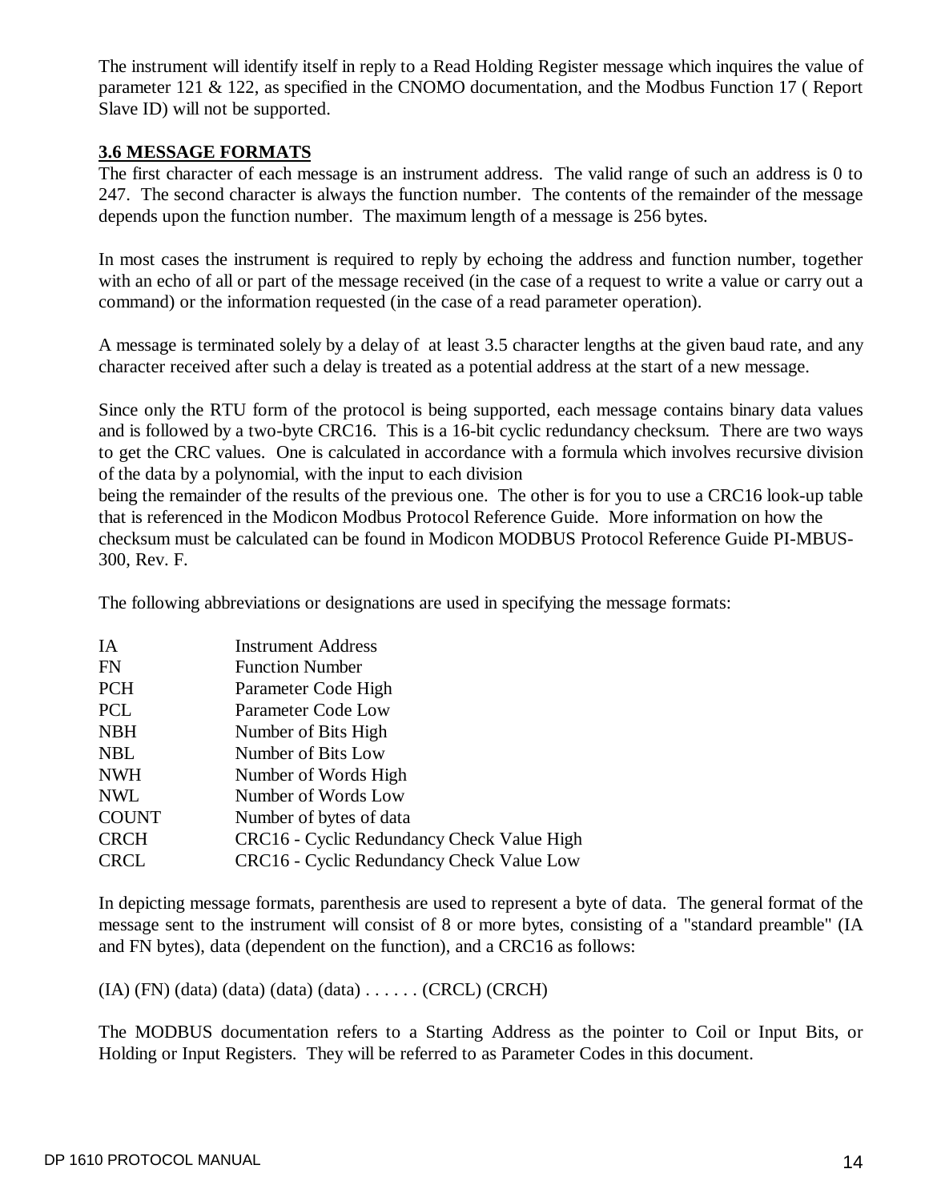The instrument will identify itself in reply to a Read Holding Register message which inquires the value of parameter 121 & 122, as specified in the CNOMO documentation, and the Modbus Function 17 ( Report Slave ID) will not be supported.

### 3.6 MESSAGE FORMATS

The first character of each message is an instrument address. The valid range of such an address is 0 to 247. The second character is always the function number. The contents of the remainder of the message depends upon the function number. The maximum length of a message is 256 bytes.

In most cases the instrument is required to reply by echoing the address and function number, together with an echo of all or part of the message received (in the case of a request to write a value or carry out a command) or the information requested (in the case of a read parameter operation).

A message is terminated solely by a delay of at least 3.5 character lengths at the given baud rate, and any character received after such a delay is treated as a potential address at the start of a new message.

Since only the RTU form of the protocol is being supported, each message contains binary data values and is followed by a two-byte CRC16. This is a 16-bit cyclic redundancy checksum. There are two ways to get the CRC values. One is calculated in accordance with a formula which involves recursive division of the data by a polynomial, with the input to each division being the remainder of the results of the previous one. The other is for you to use a CRC16 look-up table that is referenced in the Modicon Modbus Protocol Reference Guide. More information on how the checksum must be calculated can be found in Modicon MODBUS Protocol Reference Guide PI-MBUS-300, Rev. F.

The following abbreviations or designations are used in specifying the message formats:

| | |
|---|---|
| IA | Instrument Address |
| FN | Function Number |
| PCH | Parameter Code High |
| PCL | Parameter Code Low |
| NBH | Number of Bits High |
| NBL | Number of Bits Low |
| NWH | Number of Words High |
| NWL | Number of Words Low |
| COUNT | Number of bytes of data |
| CRCH | CRC16 - Cyclic Redundancy Check Value High |
| CRCL | CRC16 - Cyclic Redundancy Check Value Low |

In depicting message formats, parenthesis are used to represent a byte of data. The general format of the message sent to the instrument will consist of 8 or more bytes, consisting of a "standard preamble" (IA and FN bytes), data (dependent on the function), and a CRC16 as follows:

(IA) (FN) (data) (data) (data) (data) . . . . . . (CRCL) (CRCH)

The MODBUS documentation refers to a Starting Address as the pointer to Coil or Input Bits, or Holding or Input Registers. They will be referred to as Parameter Codes in this document.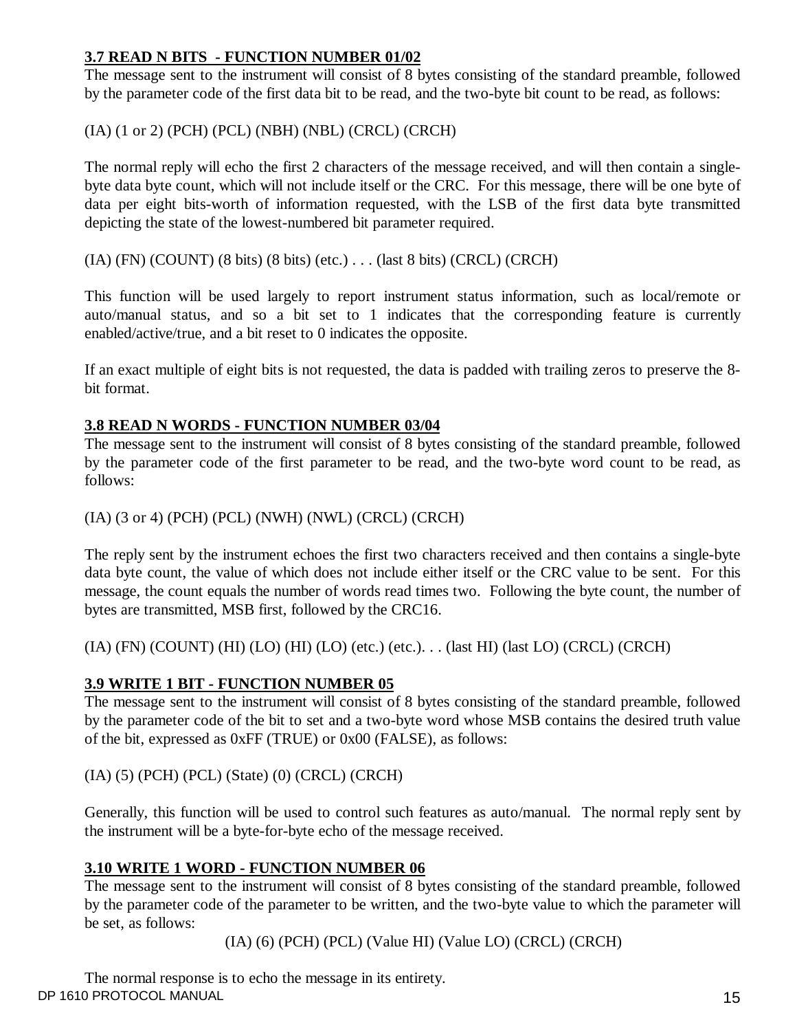### 3.7 READ N BITS - FUNCTION NUMBER 01/02

The message sent to the instrument will consist of 8 bytes consisting of the standard preamble, followed by the parameter code of the first data bit to be read, and the two-byte bit count to be read, as follows:

(IA) (1 or 2) (PCH) (PCL) (NBH) (NBL) (CRCL) (CRCH)

The normal reply will echo the first 2 characters of the message received, and will then contain a single-byte data byte count, which will not include itself or the CRC. For this message, there will be one byte of data per eight bits-worth of information requested, with the LSB of the first data byte transmitted depicting the state of the lowest-numbered bit parameter required.

(IA) (FN) (COUNT) (8 bits) (8 bits) (etc.) . . . (last 8 bits) (CRCL) (CRCH)

This function will be used largely to report instrument status information, such as local/remote or auto/manual status, and so a bit set to 1 indicates that the corresponding feature is currently enabled/active/true, and a bit reset to 0 indicates the opposite.

If an exact multiple of eight bits is not requested, the data is padded with trailing zeros to preserve the 8-bit format.

### 3.8 READ N WORDS - FUNCTION NUMBER 03/04

The message sent to the instrument will consist of 8 bytes consisting of the standard preamble, followed by the parameter code of the first parameter to be read, and the two-byte word count to be read, as follows:

(IA) (3 or 4) (PCH) (PCL) (NWH) (NWL) (CRCL) (CRCH)

The reply sent by the instrument echoes the first two characters received and then contains a single-byte data byte count, the value of which does not include either itself or the CRC value to be sent. For this message, the count equals the number of words read times two. Following the byte count, the number of bytes are transmitted, MSB first, followed by the CRC16.

(IA) (FN) (COUNT) (HI) (LO) (HI) (LO) (etc.) (etc.). . . (last HI) (last LO) (CRCL) (CRCH)

### 3.9 WRITE 1 BIT - FUNCTION NUMBER 05

The message sent to the instrument will consist of 8 bytes consisting of the standard preamble, followed by the parameter code of the bit to set and a two-byte word whose MSB contains the desired truth value of the bit, expressed as 0xFF (TRUE) or 0x00 (FALSE), as follows:

(IA) (5) (PCH) (PCL) (State) (0) (CRCL) (CRCH)

Generally, this function will be used to control such features as auto/manual. The normal reply sent by the instrument will be a byte-for-byte echo of the message received.

### 3.10 WRITE 1 WORD - FUNCTION NUMBER 06

The message sent to the instrument will consist of 8 bytes consisting of the standard preamble, followed by the parameter code of the parameter to be written, and the two-byte value to which the parameter will be set, as follows:

(IA) (6) (PCH) (PCL) (Value HI) (Value LO) (CRCL) (CRCH)

The normal response is to echo the message in its entirety.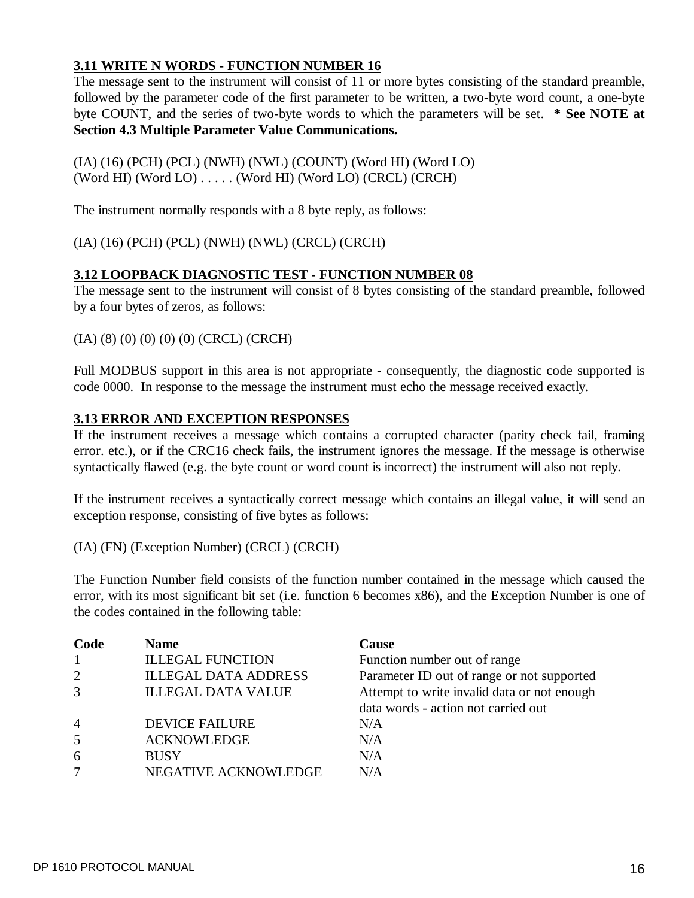### 3.11 WRITE N WORDS - FUNCTION NUMBER 16

The message sent to the instrument will consist of 11 or more bytes consisting of the standard preamble, followed by the parameter code of the first parameter to be written, a two-byte word count, a one-byte byte COUNT, and the series of two-byte words to which the parameters will be set. **\* See NOTE at Section 4.3 Multiple Parameter Value Communications.**

(IA) (16) (PCH) (PCL) (NWH) (NWL) (COUNT) (Word HI) (Word LO)
(Word HI) (Word LO) . . . . . (Word HI) (Word LO) (CRCL) (CRCH)

The instrument normally responds with a 8 byte reply, as follows:

(IA) (16) (PCH) (PCL) (NWH) (NWL) (CRCL) (CRCH)

### 3.12 LOOPBACK DIAGNOSTIC TEST - FUNCTION NUMBER 08

The message sent to the instrument will consist of 8 bytes consisting of the standard preamble, followed by a four bytes of zeros, as follows:

(IA) (8) (0) (0) (0) (0) (CRCL) (CRCH)

Full MODBUS support in this area is not appropriate - consequently, the diagnostic code supported is code 0000. In response to the message the instrument must echo the message received exactly.

### 3.13 ERROR AND EXCEPTION RESPONSES

If the instrument receives a message which contains a corrupted character (parity check fail, framing error. etc.), or if the CRC16 check fails, the instrument ignores the message. If the message is otherwise syntactically flawed (e.g. the byte count or word count is incorrect) the instrument will also not reply.

If the instrument receives a syntactically correct message which contains an illegal value, it will send an exception response, consisting of five bytes as follows:

(IA) (FN) (Exception Number) (CRCL) (CRCH)

The Function Number field consists of the function number contained in the message which caused the error, with its most significant bit set (i.e. function 6 becomes x86), and the Exception Number is one of the codes contained in the following table:

| Code | Name | Cause |
|---|---|---|
| 1 | ILLEGAL FUNCTION | Function number out of range |
| 2 | ILLEGAL DATA ADDRESS | Parameter ID out of range or not supported |
| 3 | ILLEGAL DATA VALUE | Attempt to write invalid data or not enough data words - action not carried out |
| 4 | DEVICE FAILURE | N/A |
| 5 | ACKNOWLEDGE | N/A |
| 6 | BUSY | N/A |
| 7 | NEGATIVE ACKNOWLEDGE | N/A |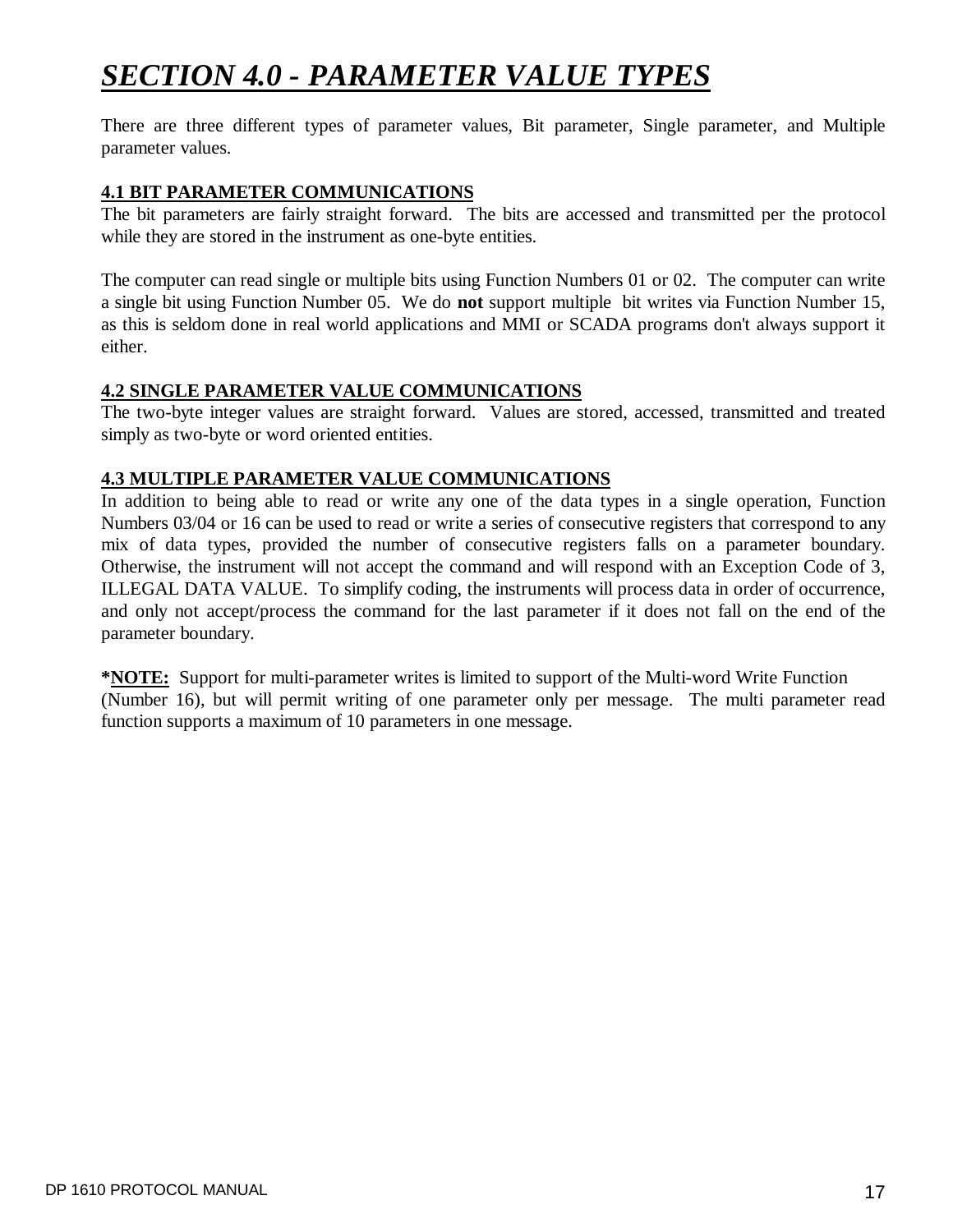# ***SECTION 4.0 - PARAMETER VALUE TYPES***

There are three different types of parameter values, Bit parameter, Single parameter, and Multiple parameter values.

## 4.1 BIT PARAMETER COMMUNICATIONS

The bit parameters are fairly straight forward. The bits are accessed and transmitted per the protocol while they are stored in the instrument as one-byte entities.

The computer can read single or multiple bits using Function Numbers 01 or 02. The computer can write a single bit using Function Number 05. We do **not** support multiple bit writes via Function Number 15, as this is seldom done in real world applications and MMI or SCADA programs don't always support it either.

## 4.2 SINGLE PARAMETER VALUE COMMUNICATIONS

The two-byte integer values are straight forward. Values are stored, accessed, transmitted and treated simply as two-byte or word oriented entities.

## 4.3 MULTIPLE PARAMETER VALUE COMMUNICATIONS

In addition to being able to read or write any one of the data types in a single operation, Function Numbers 03/04 or 16 can be used to read or write a series of consecutive registers that correspond to any mix of data types, provided the number of consecutive registers falls on a parameter boundary. Otherwise, the instrument will not accept the command and will respond with an Exception Code of 3, ILLEGAL DATA VALUE. To simplify coding, the instruments will process data in order of occurrence, and only not accept/process the command for the last parameter if it does not fall on the end of the parameter boundary.

***NOTE:** Support for multi-parameter writes is limited to support of the Multi-word Write Function (Number 16), but will permit writing of one parameter only per message. The multi parameter read function supports a maximum of 10 parameters in one message.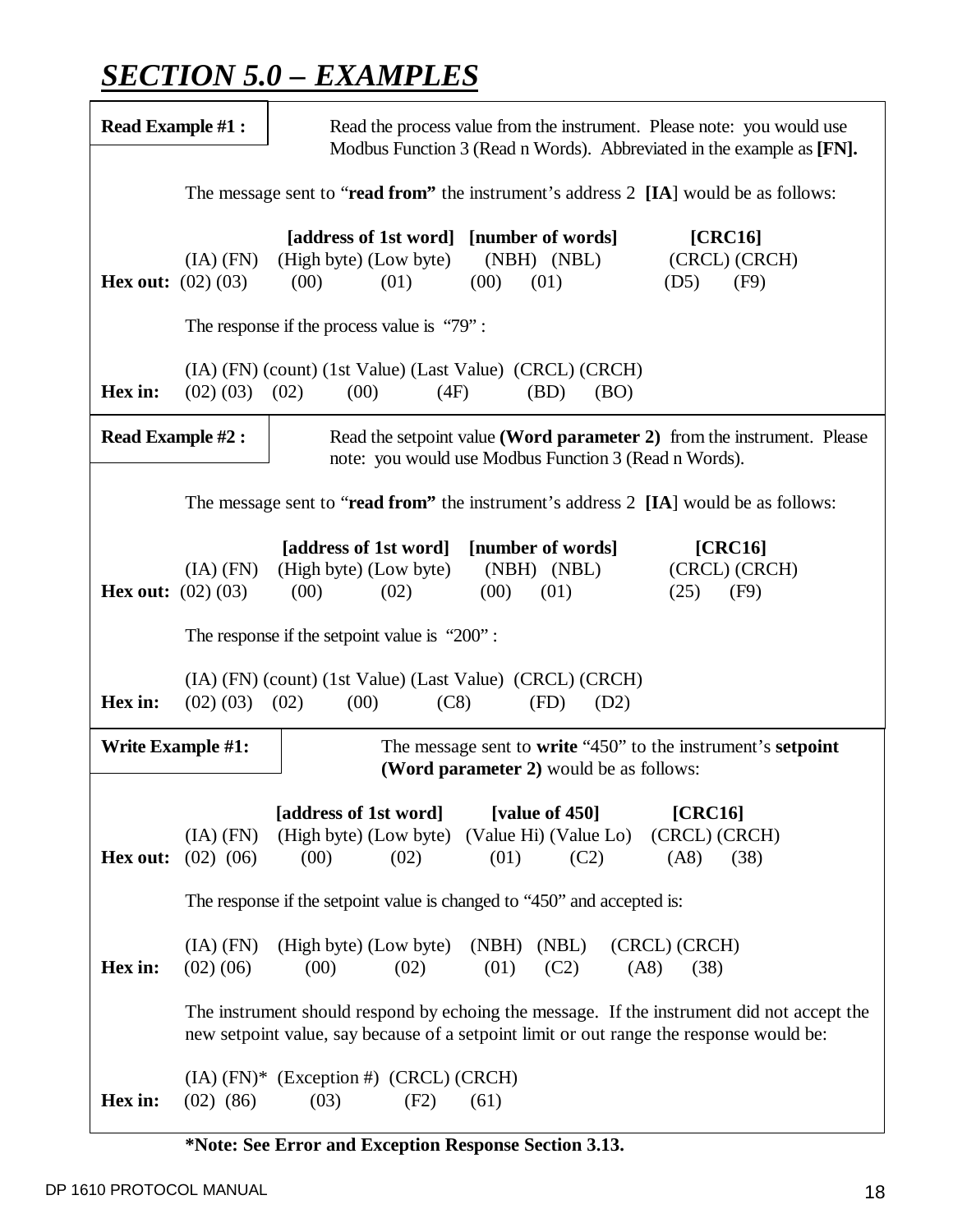# ***SECTION 5.0 – EXAMPLES***

**Read Example #1 :** Read the process value from the instrument. Please note: you would use Modbus Function 3 (Read n Words). Abbreviated in the example as **[FN].**

The message sent to "**read from"** the instrument's address 2 **[IA**] would be as follows:

| | (IA) | (FN) | [address of 1st word] (High byte) | (Low byte) | [number of words] (NBH) | (NBL) | [CRC16] (CRCL) | (CRCH) |
|---|---|---|---|---|---|---|---|---|
| **Hex out:** | (02) | (03) | (00) | (01) | (00) | (01) | (D5) | (F9) |

The response if the process value is "79" :

| | (IA) | (FN) | (count) | (1st Value) | (Last Value) | (CRCL) | (CRCH) |
|---|---|---|---|---|---|---|---|
| **Hex in:** | (02) | (03) | (02) | (00) | (4F) | (BD) | (BO) |

**Read Example #2 :** Read the setpoint value **(Word parameter 2)** from the instrument. Please note: you would use Modbus Function 3 (Read n Words).

The message sent to "**read from"** the instrument's address 2 **[IA**] would be as follows:

| | (IA) | (FN) | [address of 1st word] (High byte) | (Low byte) | [number of words] (NBH) | (NBL) | [CRC16] (CRCL) | (CRCH) |
|---|---|---|---|---|---|---|---|---|
| **Hex out:** | (02) | (03) | (00) | (02) | (00) | (01) | (25) | (F9) |

The response if the setpoint value is "200" :

| | (IA) | (FN) | (count) | (1st Value) | (Last Value) | (CRCL) | (CRCH) |
|---|---|---|---|---|---|---|---|
| **Hex in:** | (02) | (03) | (02) | (00) | (C8) | (FD) | (D2) |

**Write Example #1:** The message sent to **write** "450" to the instrument's **setpoint (Word parameter 2)** would be as follows:

| | (IA) | (FN) | [address of 1st word] (High byte) | (Low byte) | [value of 450] (Value Hi) | (Value Lo) | [CRC16] (CRCL) | (CRCH) |
|---|---|---|---|---|---|---|---|---|
| **Hex out:** | (02) | (06) | (00) | (02) | (01) | (C2) | (A8) | (38) |

The response if the setpoint value is changed to "450" and accepted is:

| | (IA) | (FN) | (High byte) | (Low byte) | (NBH) | (NBL) | (CRCL) | (CRCH) |
|---|---|---|---|---|---|---|---|---|
| **Hex in:** | (02) | (06) | (00) | (02) | (01) | (C2) | (A8) | (38) |

The instrument should respond by echoing the message. If the instrument did not accept the new setpoint value, say because of a setpoint limit or out range the response would be:

| | (IA) | (FN)* | (Exception #) | (CRCL) | (CRCH) |
|---|---|---|---|---|---|
| **Hex in:** | (02) | (86) | (03) | (F2) | (61) |

**\*Note: See Error and Exception Response Section 3.13.**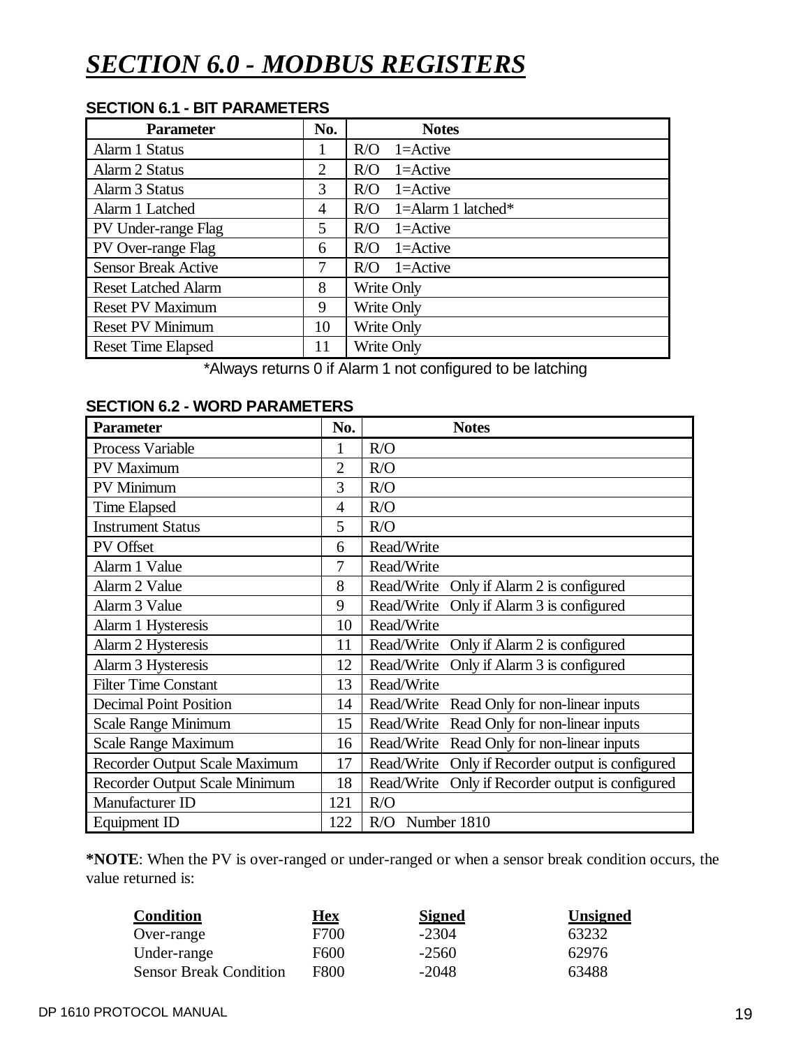# *SECTION 6.0 - MODBUS REGISTERS*

## SECTION 6.1 - BIT PARAMETERS

| Parameter | No. | Notes |
|---|---|---|
| Alarm 1 Status | 1 | R/O 1=Active |
| Alarm 2 Status | 2 | R/O 1=Active |
| Alarm 3 Status | 3 | R/O 1=Active |
| Alarm 1 Latched | 4 | R/O 1=Alarm 1 latched* |
| PV Under-range Flag | 5 | R/O 1=Active |
| PV Over-range Flag | 6 | R/O 1=Active |
| Sensor Break Active | 7 | R/O 1=Active |
| Reset Latched Alarm | 8 | Write Only |
| Reset PV Maximum | 9 | Write Only |
| Reset PV Minimum | 10 | Write Only |
| Reset Time Elapsed | 11 | Write Only |

*Always returns 0 if Alarm 1 not configured to be latching

## SECTION 6.2 - WORD PARAMETERS

| Parameter | No. | Notes |
|---|---|---|
| Process Variable | 1 | R/O |
| PV Maximum | 2 | R/O |
| PV Minimum | 3 | R/O |
| Time Elapsed | 4 | R/O |
| Instrument Status | 5 | R/O |
| PV Offset | 6 | Read/Write |
| Alarm 1 Value | 7 | Read/Write |
| Alarm 2 Value | 8 | Read/Write Only if Alarm 2 is configured |
| Alarm 3 Value | 9 | Read/Write Only if Alarm 3 is configured |
| Alarm 1 Hysteresis | 10 | Read/Write |
| Alarm 2 Hysteresis | 11 | Read/Write Only if Alarm 2 is configured |
| Alarm 3 Hysteresis | 12 | Read/Write Only if Alarm 3 is configured |
| Filter Time Constant | 13 | Read/Write |
| Decimal Point Position | 14 | Read/Write Read Only for non-linear inputs |
| Scale Range Minimum | 15 | Read/Write Read Only for non-linear inputs |
| Scale Range Maximum | 16 | Read/Write Read Only for non-linear inputs |
| Recorder Output Scale Maximum | 17 | Read/Write Only if Recorder output is configured |
| Recorder Output Scale Minimum | 18 | Read/Write Only if Recorder output is configured |
| Manufacturer ID | 121 | R/O |
| Equipment ID | 122 | R/O Number 1810 |

**\*NOTE**: When the PV is over-ranged or under-ranged or when a sensor break condition occurs, the value returned is:

| Condition | Hex | Signed | Unsigned |
|---|---|---|---|
| Over-range | F700 | -2304 | 63232 |
| Under-range | F600 | -2560 | 62976 |
| Sensor Break Condition | F800 | -2048 | 63488 |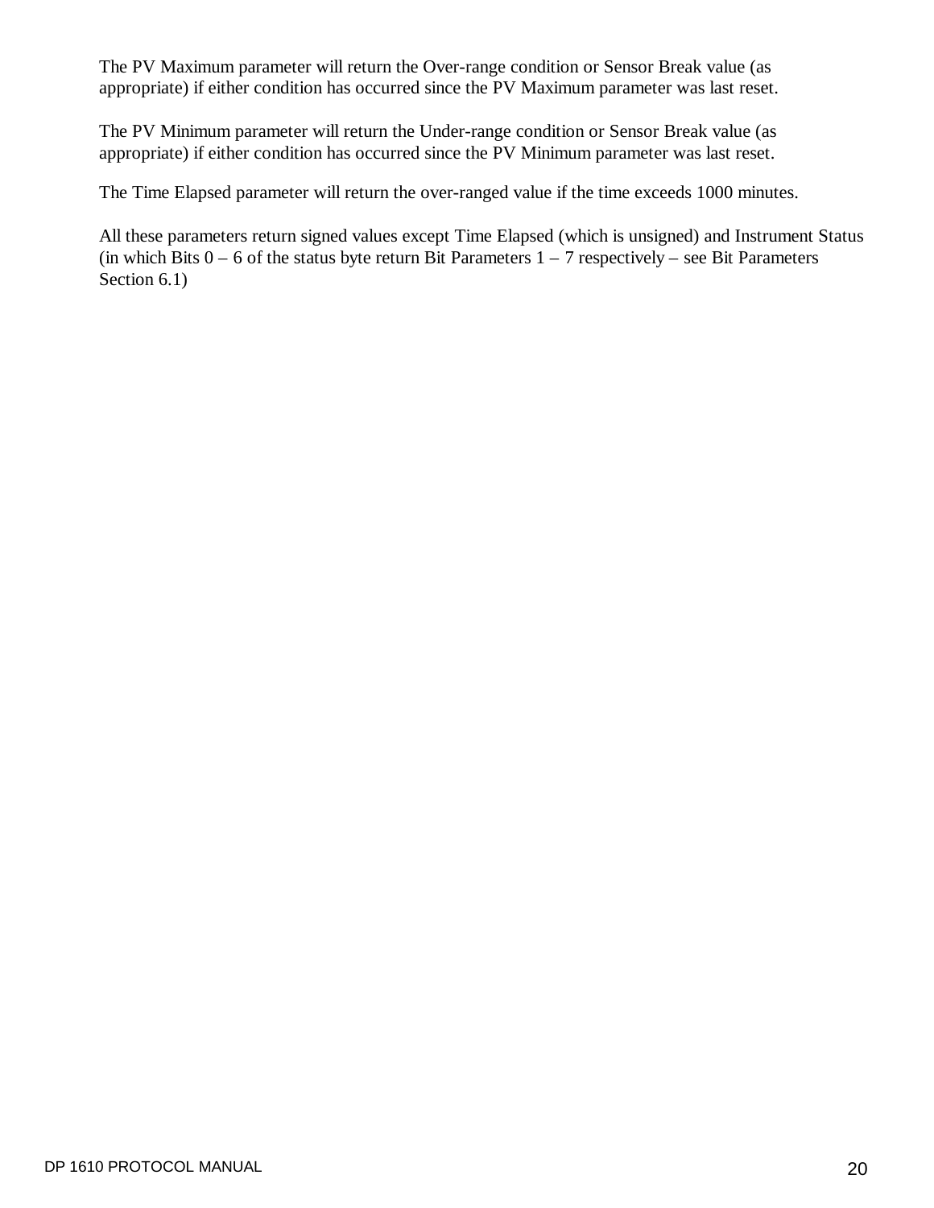The PV Maximum parameter will return the Over-range condition or Sensor Break value (as appropriate) if either condition has occurred since the PV Maximum parameter was last reset.

The PV Minimum parameter will return the Under-range condition or Sensor Break value (as appropriate) if either condition has occurred since the PV Minimum parameter was last reset.

The Time Elapsed parameter will return the over-ranged value if the time exceeds 1000 minutes.

All these parameters return signed values except Time Elapsed (which is unsigned) and Instrument Status (in which Bits 0 – 6 of the status byte return Bit Parameters 1 – 7 respectively – see Bit Parameters Section 6.1)